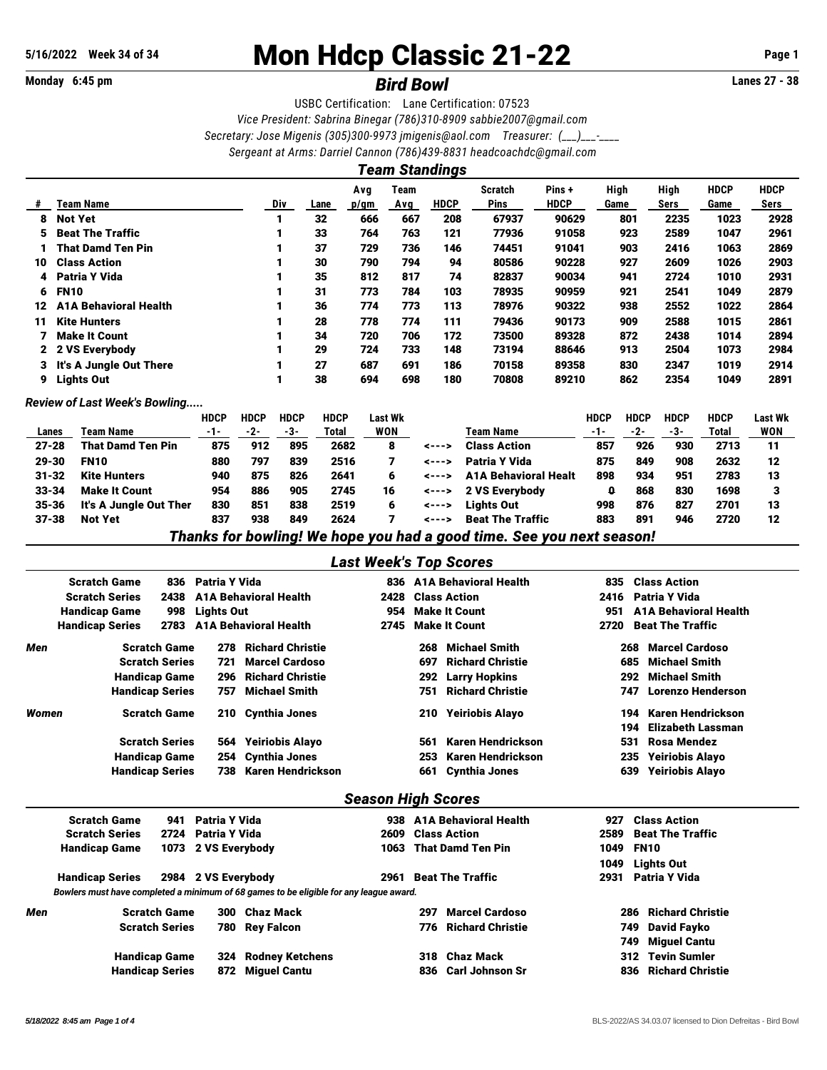5/16/2022 Week 34 of 34

# Mon Hdcp Classic 21-22

Monday 6:45 pm

## *Bird Bowl*

Lanes 27 - 38

USBC Certification: Lane Certification: 07523
*Vice President: Sabrina Binegar (786)310-8909 sabbie2007@gmail.com*
*Secretary: Jose Migenis (305)300-9973 jmigenis@aol.com Treasurer: (___)___-____*
*Sergeant at Arms: Darriel Cannon (786)439-8831 headcoachdc@gmail.com*

### *Team Standings*

| # | Team Name | Div | Lane | Avg p/gm | Team Avg | HDCP | Scratch Pins | Pins + HDCP | High Game | High Sers | HDCP Game | HDCP Sers |
|---|---|---|---|---|---|---|---|---|---|---|---|---|
| 8 | Not Yet | 1 | 32 | 666 | 667 | 208 | 67937 | 90629 | 801 | 2235 | 1023 | 2928 |
| 5 | Beat The Traffic | 1 | 33 | 764 | 763 | 121 | 77936 | 91058 | 923 | 2589 | 1047 | 2961 |
| 1 | That Damd Ten Pin | 1 | 37 | 729 | 736 | 146 | 74451 | 91041 | 903 | 2416 | 1063 | 2869 |
| 10 | Class Action | 1 | 30 | 790 | 794 | 94 | 80586 | 90228 | 927 | 2609 | 1026 | 2903 |
| 4 | Patria Y Vida | 1 | 35 | 812 | 817 | 74 | 82837 | 90034 | 941 | 2724 | 1010 | 2931 |
| 6 | FN10 | 1 | 31 | 773 | 784 | 103 | 78935 | 90959 | 921 | 2541 | 1049 | 2879 |
| 12 | A1A Behavioral Health | 1 | 36 | 774 | 773 | 113 | 78976 | 90322 | 938 | 2552 | 1022 | 2864 |
| 11 | Kite Hunters | 1 | 28 | 778 | 774 | 111 | 79436 | 90173 | 909 | 2588 | 1015 | 2861 |
| 7 | Make It Count | 1 | 34 | 720 | 706 | 172 | 73500 | 89328 | 872 | 2438 | 1014 | 2894 |
| 2 | 2 VS Everybody | 1 | 29 | 724 | 733 | 148 | 73194 | 88646 | 913 | 2504 | 1073 | 2984 |
| 3 | It's A Jungle Out There | 1 | 27 | 687 | 691 | 186 | 70158 | 89358 | 830 | 2347 | 1019 | 2914 |
| 9 | Lights Out | 1 | 38 | 694 | 698 | 180 | 70808 | 89210 | 862 | 2354 | 1049 | 2891 |

*Review of Last Week's Bowling.....*

| Lanes | Team Name | HDCP -1- | HDCP -2- | HDCP -3- | HDCP Total | Last Wk WON | | Team Name | HDCP -1- | HDCP -2- | HDCP -3- | HDCP Total | Last Wk WON |
|---|---|---|---|---|---|---|---|---|---|---|---|---|---|
| 27-28 | That Damd Ten Pin | 875 | 912 | 895 | 2682 | 8 | <---> | Class Action | 857 | 926 | 930 | 2713 | 11 |
| 29-30 | FN10 | 880 | 797 | 839 | 2516 | 7 | <---> | Patria Y Vida | 875 | 849 | 908 | 2632 | 12 |
| 31-32 | Kite Hunters | 940 | 875 | 826 | 2641 | 6 | <---> | A1A Behavioral Healt | 898 | 934 | 951 | 2783 | 13 |
| 33-34 | Make It Count | 954 | 886 | 905 | 2745 | 16 | <---> | 2 VS Everybody | 0 | 868 | 830 | 1698 | 3 |
| 35-36 | It's A Jungle Out Ther | 830 | 851 | 838 | 2519 | 6 | <---> | Lights Out | 998 | 876 | 827 | 2701 | 13 |
| 37-38 | Not Yet | 837 | 938 | 849 | 2624 | 7 | <---> | Beat The Traffic | 883 | 891 | 946 | 2720 | 12 |

***Thanks for bowling! We hope you had a good time. See you next season!***

### *Last Week's Top Scores*

| | | | | | | |
|---|---|---|---|---|---|---|
| Scratch Game | 836 | Patria Y Vida | 836 | A1A Behavioral Health | 835 | Class Action |
| Scratch Series | 2438 | A1A Behavioral Health | 2428 | Class Action | 2416 | Patria Y Vida |
| Handicap Game | 998 | Lights Out | 954 | Make It Count | 951 | A1A Behavioral Health |
| Handicap Series | 2783 | A1A Behavioral Health | 2745 | Make It Count | 2720 | Beat The Traffic |

| | | | | | | | |
|---|---|---|---|---|---|---|---|
| *Men* | Scratch Game | 278 | Richard Christie | 268 | Michael Smith | 268 | Marcel Cardoso |
| | Scratch Series | 721 | Marcel Cardoso | 697 | Richard Christie | 685 | Michael Smith |
| | Handicap Game | 296 | Richard Christie | 292 | Larry Hopkins | 292 | Michael Smith |
| | Handicap Series | 757 | Michael Smith | 751 | Richard Christie | 747 | Lorenzo Henderson |
| *Women* | Scratch Game | 210 | Cynthia Jones | 210 | Yeiriobis Alayo | 194 | Karen Hendrickson |
| | | | | | | 194 | Elizabeth Lassman |
| | Scratch Series | 564 | Yeiriobis Alayo | 561 | Karen Hendrickson | 531 | Rosa Mendez |
| | Handicap Game | 254 | Cynthia Jones | 253 | Karen Hendrickson | 235 | Yeiriobis Alayo |
| | Handicap Series | 738 | Karen Hendrickson | 661 | Cynthia Jones | 639 | Yeiriobis Alayo |

### *Season High Scores*

| | | | | | | |
|---|---|---|---|---|---|---|
| Scratch Game | 941 | Patria Y Vida | 938 | A1A Behavioral Health | 927 | Class Action |
| Scratch Series | 2724 | Patria Y Vida | 2609 | Class Action | 2589 | Beat The Traffic |
| Handicap Game | 1073 | 2 VS Everybody | 1063 | That Damd Ten Pin | 1049 | FN10 |
| | | | | | 1049 | Lights Out |
| Handicap Series | 2984 | 2 VS Everybody | 2961 | Beat The Traffic | 2931 | Patria Y Vida |

*Bowlers must have completed a minimum of 68 games to be eligible for any league award.*

| | | | | | | | |
|---|---|---|---|---|---|---|---|
| *Men* | Scratch Game | 300 | Chaz Mack | 297 | Marcel Cardoso | 286 | Richard Christie |
| | Scratch Series | 780 | Rey Falcon | 776 | Richard Christie | 749 | David Fayko |
| | | | | | | 749 | Miguel Cantu |
| | Handicap Game | 324 | Rodney Ketchens | 318 | Chaz Mack | 312 | Tevin Sumler |
| | Handicap Series | 872 | Miguel Cantu | 836 | Carl Johnson Sr | 836 | Richard Christie |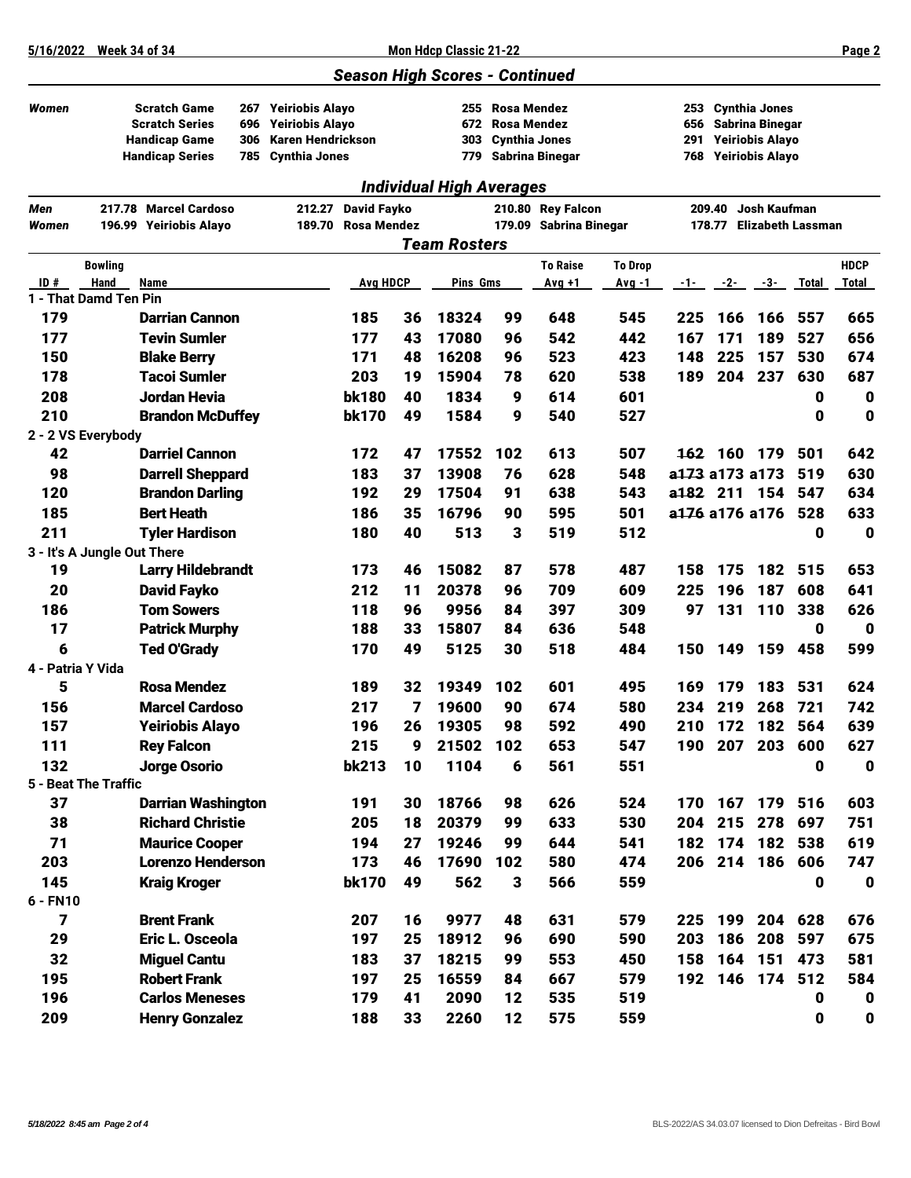## Season High Scores - Continued

| Women | | | | | | |
|---|---|---|---|---|---|---|
| Scratch Game | 267 | Yeiriobis Alayo | 255 | Rosa Mendez | 253 | Cynthia Jones |
| Scratch Series | 696 | Yeiriobis Alayo | 672 | Rosa Mendez | 656 | Sabrina Binegar |
| Handicap Game | 306 | Karen Hendrickson | 303 | Cynthia Jones | 291 | Yeiriobis Alayo |
| Handicap Series | 785 | Cynthia Jones | 779 | Sabrina Binegar | 768 | Yeiriobis Alayo |

## Individual High Averages

| | | | | | | | | |
|---|---|---|---|---|---|---|---|---|
| Men | 217.78 | Marcel Cardoso | 212.27 | David Fayko | 210.80 | Rey Falcon | 209.40 | Josh Kaufman |
| Women | 196.99 | Yeiriobis Alayo | 189.70 | Rosa Mendez | 179.09 | Sabrina Binegar | 178.77 | Elizabeth Lassman |

## Team Rosters

| ID # | Bowling Hand | Name | Avg | HDCP | Pins | Gms | To Raise Avg +1 | To Drop Avg -1 | -1- | -2- | -3- | Total | HDCP Total |
|---|---|---|---|---|---|---|---|---|---|---|---|---|---|
| **1 - That Damd Ten Pin** | | | | | | | | | | | | | |
| 179 | | Darrian Cannon | 185 | 36 | 18324 | 99 | 648 | 545 | 225 | 166 | 166 | 557 | 665 |
| 177 | | Tevin Sumler | 177 | 43 | 17080 | 96 | 542 | 442 | 167 | 171 | 189 | 527 | 656 |
| 150 | | Blake Berry | 171 | 48 | 16208 | 96 | 523 | 423 | 148 | 225 | 157 | 530 | 674 |
| 178 | | Tacoi Sumler | 203 | 19 | 15904 | 78 | 620 | 538 | 189 | 204 | 237 | 630 | 687 |
| 208 | | Jordan Hevia | bk180 | 40 | 1834 | 9 | 614 | 601 | | | | 0 | 0 |
| 210 | | Brandon McDuffey | bk170 | 49 | 1584 | 9 | 540 | 527 | | | | 0 | 0 |
| **2 - 2 VS Everybody** | | | | | | | | | | | | | |
| 42 | | Darriel Cannon | 172 | 47 | 17552 | 102 | 613 | 507 | ~~162~~ | 160 | 179 | 501 | 642 |
| 98 | | Darrell Sheppard | 183 | 37 | 13908 | 76 | 628 | 548 | ~~a173~~ | a173 | a173 | 519 | 630 |
| 120 | | Brandon Darling | 192 | 29 | 17504 | 91 | 638 | 543 | ~~a182~~ | 211 | 154 | 547 | 634 |
| 185 | | Bert Heath | 186 | 35 | 16796 | 90 | 595 | 501 | ~~a176~~ | a176 | a176 | 528 | 633 |
| 211 | | Tyler Hardison | 180 | 40 | 513 | 3 | 519 | 512 | | | | 0 | 0 |
| **3 - It's A Jungle Out There** | | | | | | | | | | | | | |
| 19 | | Larry Hildebrandt | 173 | 46 | 15082 | 87 | 578 | 487 | 158 | 175 | 182 | 515 | 653 |
| 20 | | David Fayko | 212 | 11 | 20378 | 96 | 709 | 609 | 225 | 196 | 187 | 608 | 641 |
| 186 | | Tom Sowers | 118 | 96 | 9956 | 84 | 397 | 309 | 97 | 131 | 110 | 338 | 626 |
| 17 | | Patrick Murphy | 188 | 33 | 15807 | 84 | 636 | 548 | | | | 0 | 0 |
| 6 | | Ted O'Grady | 170 | 49 | 5125 | 30 | 518 | 484 | 150 | 149 | 159 | 458 | 599 |
| **4 - Patria Y Vida** | | | | | | | | | | | | | |
| 5 | | Rosa Mendez | 189 | 32 | 19349 | 102 | 601 | 495 | 169 | 179 | 183 | 531 | 624 |
| 156 | | Marcel Cardoso | 217 | 7 | 19600 | 90 | 674 | 580 | 234 | 219 | 268 | 721 | 742 |
| 157 | | Yeiriobis Alayo | 196 | 26 | 19305 | 98 | 592 | 490 | 210 | 172 | 182 | 564 | 639 |
| 111 | | Rey Falcon | 215 | 9 | 21502 | 102 | 653 | 547 | 190 | 207 | 203 | 600 | 627 |
| 132 | | Jorge Osorio | bk213 | 10 | 1104 | 6 | 561 | 551 | | | | 0 | 0 |
| **5 - Beat The Traffic** | | | | | | | | | | | | | |
| 37 | | Darrian Washington | 191 | 30 | 18766 | 98 | 626 | 524 | 170 | 167 | 179 | 516 | 603 |
| 38 | | Richard Christie | 205 | 18 | 20379 | 99 | 633 | 530 | 204 | 215 | 278 | 697 | 751 |
| 71 | | Maurice Cooper | 194 | 27 | 19246 | 99 | 644 | 541 | 182 | 174 | 182 | 538 | 619 |
| 203 | | Lorenzo Henderson | 173 | 46 | 17690 | 102 | 580 | 474 | 206 | 214 | 186 | 606 | 747 |
| 145 | | Kraig Kroger | bk170 | 49 | 562 | 3 | 566 | 559 | | | | 0 | 0 |
| **6 - FN10** | | | | | | | | | | | | | |
| 7 | | Brent Frank | 207 | 16 | 9977 | 48 | 631 | 579 | 225 | 199 | 204 | 628 | 676 |
| 29 | | Eric L. Osceola | 197 | 25 | 18912 | 96 | 690 | 590 | 203 | 186 | 208 | 597 | 675 |
| 32 | | Miguel Cantu | 183 | 37 | 18215 | 99 | 553 | 450 | 158 | 164 | 151 | 473 | 581 |
| 195 | | Robert Frank | 197 | 25 | 16559 | 84 | 667 | 579 | 192 | 146 | 174 | 512 | 584 |
| 196 | | Carlos Meneses | 179 | 41 | 2090 | 12 | 535 | 519 | | | | 0 | 0 |
| 209 | | Henry Gonzalez | 188 | 33 | 2260 | 12 | 575 | 559 | | | | 0 | 0 |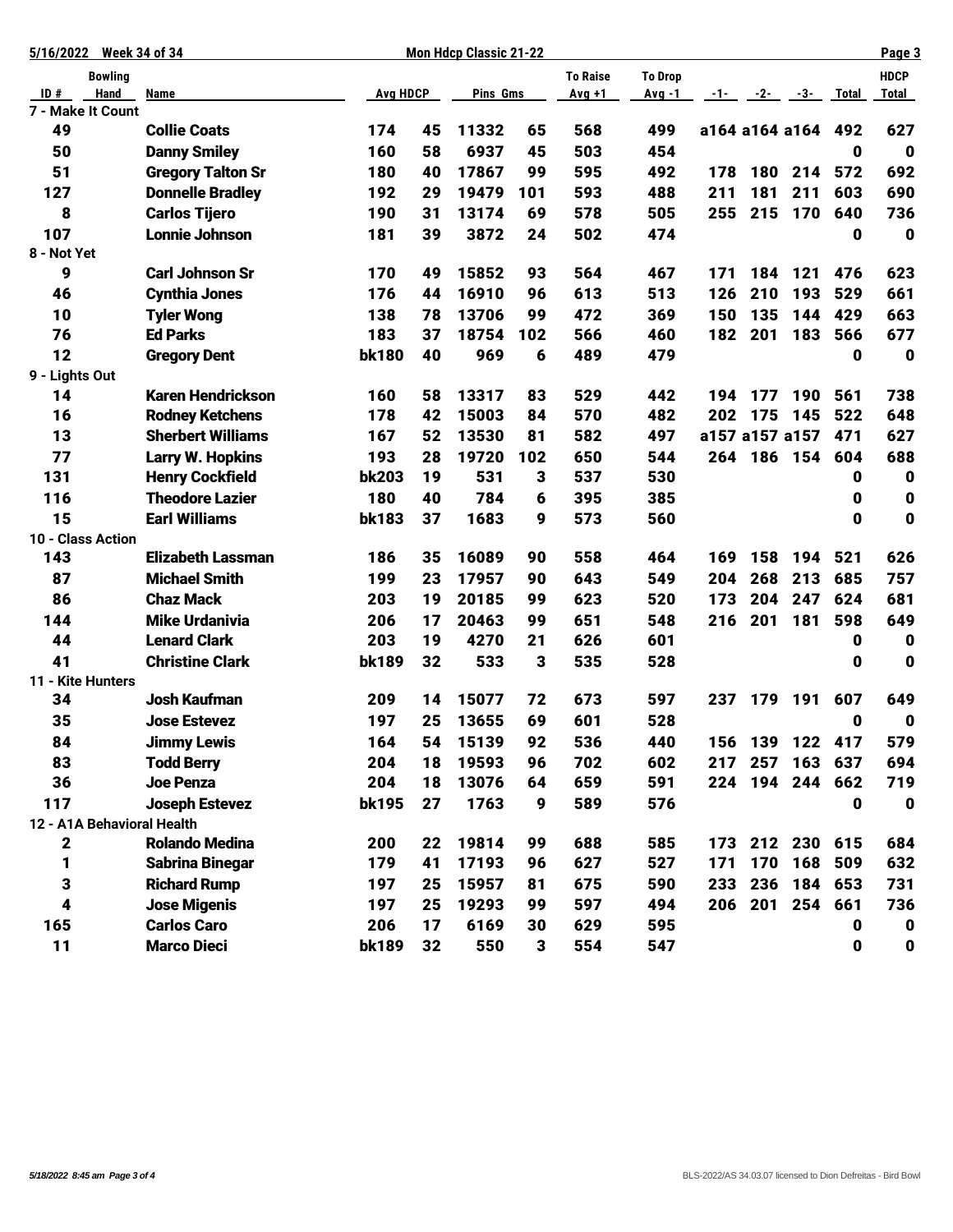| ID # | Bowling Hand | Name | Avg | HDCP | Pins | Gms | To Raise Avg +1 | To Drop Avg -1 | -1- | -2- | -3- | Total | HDCP Total |
|---|---|---|---|---|---|---|---|---|---|---|---|---|---|
| **7 - Make It Count** | | | | | | | | | | | | | |
| 49 | | Collie Coats | 174 | 45 | 11332 | 65 | 568 | 499 | a164 | a164 | a164 | 492 | 627 |
| 50 | | Danny Smiley | 160 | 58 | 6937 | 45 | 503 | 454 | | | | 0 | 0 |
| 51 | | Gregory Talton Sr | 180 | 40 | 17867 | 99 | 595 | 492 | 178 | 180 | 214 | 572 | 692 |
| 127 | | Donnelle Bradley | 192 | 29 | 19479 | 101 | 593 | 488 | 211 | 181 | 211 | 603 | 690 |
| 8 | | Carlos Tijero | 190 | 31 | 13174 | 69 | 578 | 505 | 255 | 215 | 170 | 640 | 736 |
| 107 | | Lonnie Johnson | 181 | 39 | 3872 | 24 | 502 | 474 | | | | 0 | 0 |
| **8 - Not Yet** | | | | | | | | | | | | | |
| 9 | | Carl Johnson Sr | 170 | 49 | 15852 | 93 | 564 | 467 | 171 | 184 | 121 | 476 | 623 |
| 46 | | Cynthia Jones | 176 | 44 | 16910 | 96 | 613 | 513 | 126 | 210 | 193 | 529 | 661 |
| 10 | | Tyler Wong | 138 | 78 | 13706 | 99 | 472 | 369 | 150 | 135 | 144 | 429 | 663 |
| 76 | | Ed Parks | 183 | 37 | 18754 | 102 | 566 | 460 | 182 | 201 | 183 | 566 | 677 |
| 12 | | Gregory Dent | bk180 | 40 | 969 | 6 | 489 | 479 | | | | 0 | 0 |
| **9 - Lights Out** | | | | | | | | | | | | | |
| 14 | | Karen Hendrickson | 160 | 58 | 13317 | 83 | 529 | 442 | 194 | 177 | 190 | 561 | 738 |
| 16 | | Rodney Ketchens | 178 | 42 | 15003 | 84 | 570 | 482 | 202 | 175 | 145 | 522 | 648 |
| 13 | | Sherbert Williams | 167 | 52 | 13530 | 81 | 582 | 497 | a157 | a157 | a157 | 471 | 627 |
| 77 | | Larry W. Hopkins | 193 | 28 | 19720 | 102 | 650 | 544 | 264 | 186 | 154 | 604 | 688 |
| 131 | | Henry Cockfield | bk203 | 19 | 531 | 3 | 537 | 530 | | | | 0 | 0 |
| 116 | | Theodore Lazier | 180 | 40 | 784 | 6 | 395 | 385 | | | | 0 | 0 |
| 15 | | Earl Williams | bk183 | 37 | 1683 | 9 | 573 | 560 | | | | 0 | 0 |
| **10 - Class Action** | | | | | | | | | | | | | |
| 143 | | Elizabeth Lassman | 186 | 35 | 16089 | 90 | 558 | 464 | 169 | 158 | 194 | 521 | 626 |
| 87 | | Michael Smith | 199 | 23 | 17957 | 90 | 643 | 549 | 204 | 268 | 213 | 685 | 757 |
| 86 | | Chaz Mack | 203 | 19 | 20185 | 99 | 623 | 520 | 173 | 204 | 247 | 624 | 681 |
| 144 | | Mike Urdanivia | 206 | 17 | 20463 | 99 | 651 | 548 | 216 | 201 | 181 | 598 | 649 |
| 44 | | Lenard Clark | 203 | 19 | 4270 | 21 | 626 | 601 | | | | 0 | 0 |
| 41 | | Christine Clark | bk189 | 32 | 533 | 3 | 535 | 528 | | | | 0 | 0 |
| **11 - Kite Hunters** | | | | | | | | | | | | | |
| 34 | | Josh Kaufman | 209 | 14 | 15077 | 72 | 673 | 597 | 237 | 179 | 191 | 607 | 649 |
| 35 | | Jose Estevez | 197 | 25 | 13655 | 69 | 601 | 528 | | | | 0 | 0 |
| 84 | | Jimmy Lewis | 164 | 54 | 15139 | 92 | 536 | 440 | 156 | 139 | 122 | 417 | 579 |
| 83 | | Todd Berry | 204 | 18 | 19593 | 96 | 702 | 602 | 217 | 257 | 163 | 637 | 694 |
| 36 | | Joe Penza | 204 | 18 | 13076 | 64 | 659 | 591 | 224 | 194 | 244 | 662 | 719 |
| 117 | | Joseph Estevez | bk195 | 27 | 1763 | 9 | 589 | 576 | | | | 0 | 0 |
| **12 - A1A Behavioral Health** | | | | | | | | | | | | | |
| 2 | | Rolando Medina | 200 | 22 | 19814 | 99 | 688 | 585 | 173 | 212 | 230 | 615 | 684 |
| 1 | | Sabrina Binegar | 179 | 41 | 17193 | 96 | 627 | 527 | 171 | 170 | 168 | 509 | 632 |
| 3 | | Richard Rump | 197 | 25 | 15957 | 81 | 675 | 590 | 233 | 236 | 184 | 653 | 731 |
| 4 | | Jose Migenis | 197 | 25 | 19293 | 99 | 597 | 494 | 206 | 201 | 254 | 661 | 736 |
| 165 | | Carlos Caro | 206 | 17 | 6169 | 30 | 629 | 595 | | | | 0 | 0 |
| 11 | | Marco Dieci | bk189 | 32 | 550 | 3 | 554 | 547 | | | | 0 | 0 |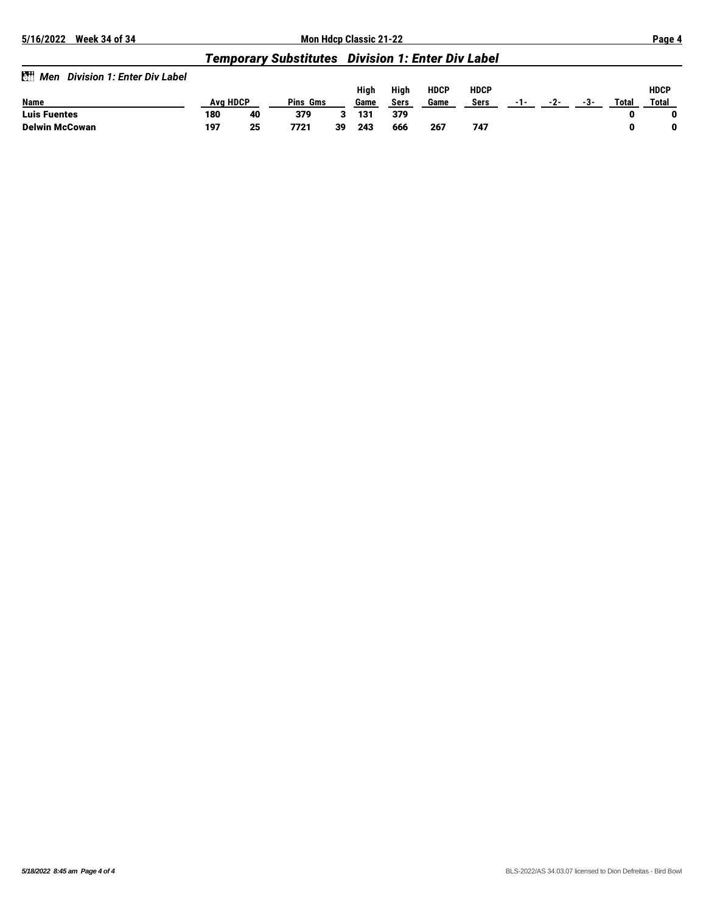## *Temporary Substitutes   Division 1: Enter Div Label*

### *Men   Division 1: Enter Div Label*

| Name | Avg | HDCP | Pins | Gms | High Game | High Sers | HDCP Game | HDCP Sers | -1- | -2- | -3- | Total | HDCP Total |
|---|---|---|---|---|---|---|---|---|---|---|---|---|---|
| **Luis Fuentes** | 180 | 40 | 379 | 3 | 131 | 379 | | | | | | 0 | 0 |
| **Delwin McCowan** | 197 | 25 | 7721 | 39 | 243 | 666 | 267 | 747 | | | | 0 | 0 |